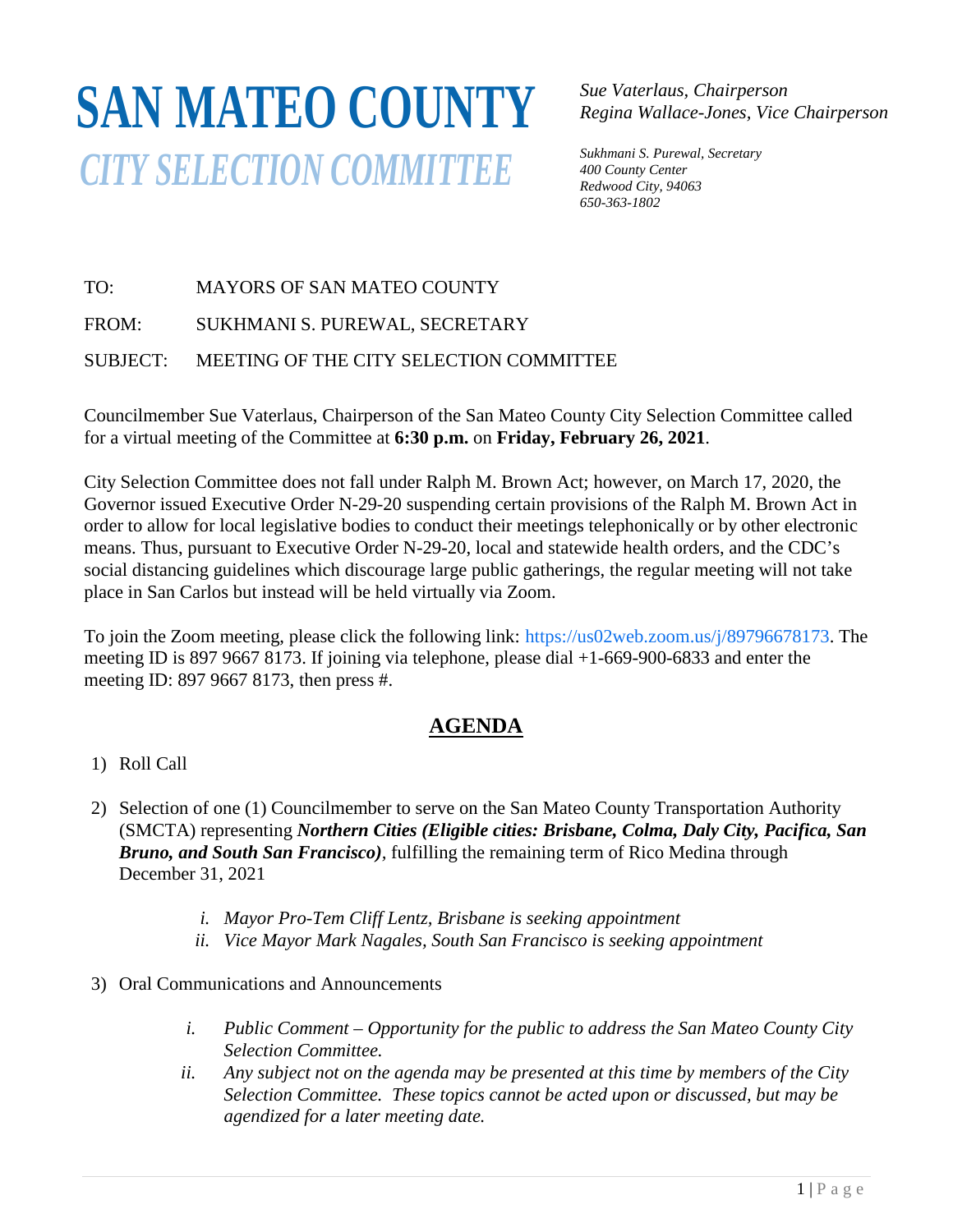# SAN MATEO COUNTY

## *CITY SELECTION COMMITTEE*

*Sue Vaterlaus, Chairperson*
*Regina Wallace-Jones, Vice Chairperson*

*Sukhmani S. Purewal, Secretary*
*400 County Center*
*Redwood City, 94063*
*650-363-1802*

TO: MAYORS OF SAN MATEO COUNTY

FROM: SUKHMANI S. PUREWAL, SECRETARY

SUBJECT: MEETING OF THE CITY SELECTION COMMITTEE

Councilmember Sue Vaterlaus, Chairperson of the San Mateo County City Selection Committee called for a virtual meeting of the Committee at **6:30 p.m.** on **Friday, February 26, 2021**.

City Selection Committee does not fall under Ralph M. Brown Act; however, on March 17, 2020, the Governor issued Executive Order N-29-20 suspending certain provisions of the Ralph M. Brown Act in order to allow for local legislative bodies to conduct their meetings telephonically or by other electronic means. Thus, pursuant to Executive Order N-29-20, local and statewide health orders, and the CDC's social distancing guidelines which discourage large public gatherings, the regular meeting will not take place in San Carlos but instead will be held virtually via Zoom.

To join the Zoom meeting, please click the following link: https://us02web.zoom.us/j/89796678173. The meeting ID is 897 9667 8173. If joining via telephone, please dial +1-669-900-6833 and enter the meeting ID: 897 9667 8173, then press #.

## AGENDA

1) Roll Call

2) Selection of one (1) Councilmember to serve on the San Mateo County Transportation Authority (SMCTA) representing ***Northern Cities (Eligible cities: Brisbane, Colma, Daly City, Pacifica, San Bruno, and South San Francisco)***, fulfilling the remaining term of Rico Medina through December 31, 2021

   i. *Mayor Pro-Tem Cliff Lentz, Brisbane is seeking appointment*
   ii. *Vice Mayor Mark Nagales, South San Francisco is seeking appointment*

3) Oral Communications and Announcements

   i. *Public Comment – Opportunity for the public to address the San Mateo County City Selection Committee.*
   ii. *Any subject not on the agenda may be presented at this time by members of the City Selection Committee. These topics cannot be acted upon or discussed, but may be agendized for a later meeting date.*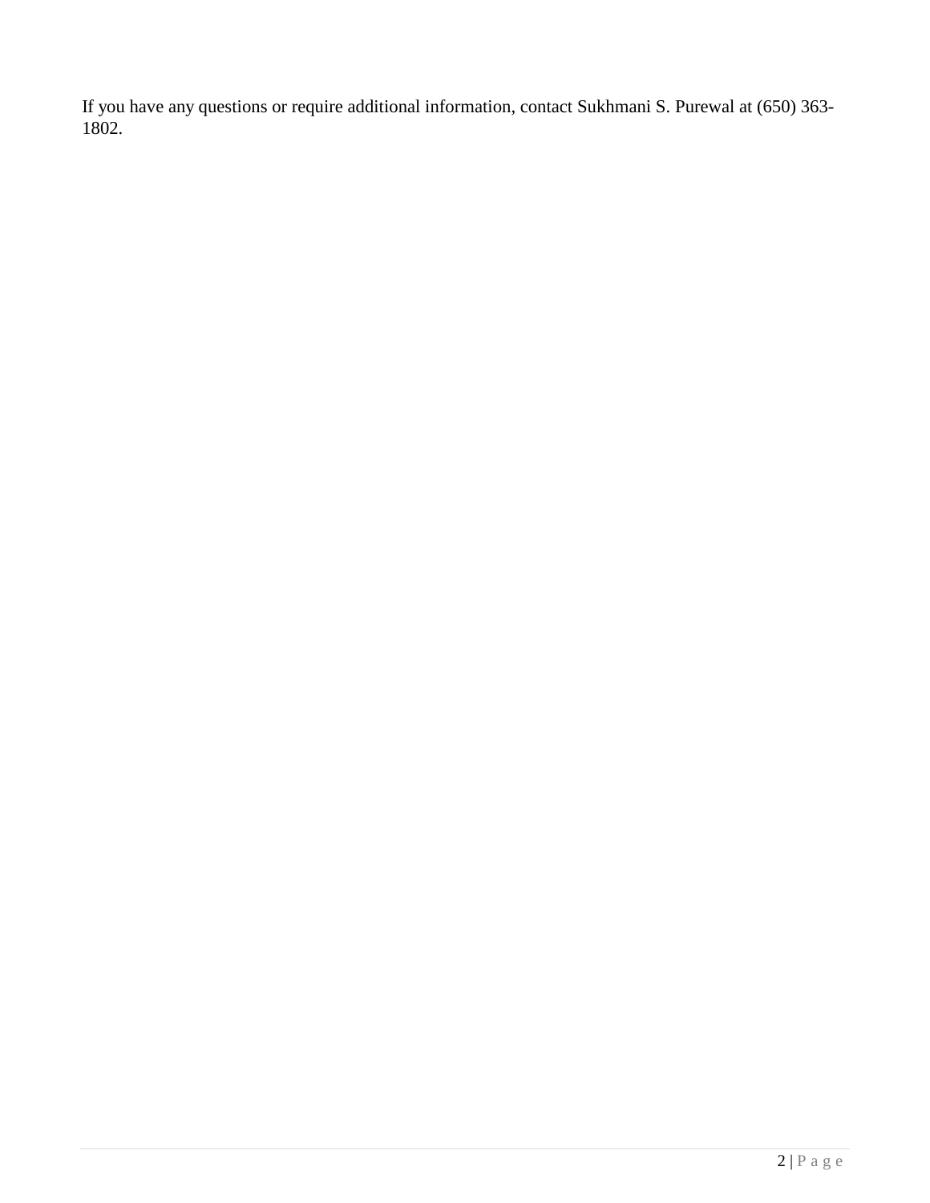If you have any questions or require additional information, contact Sukhmani S. Purewal at (650) 363-1802.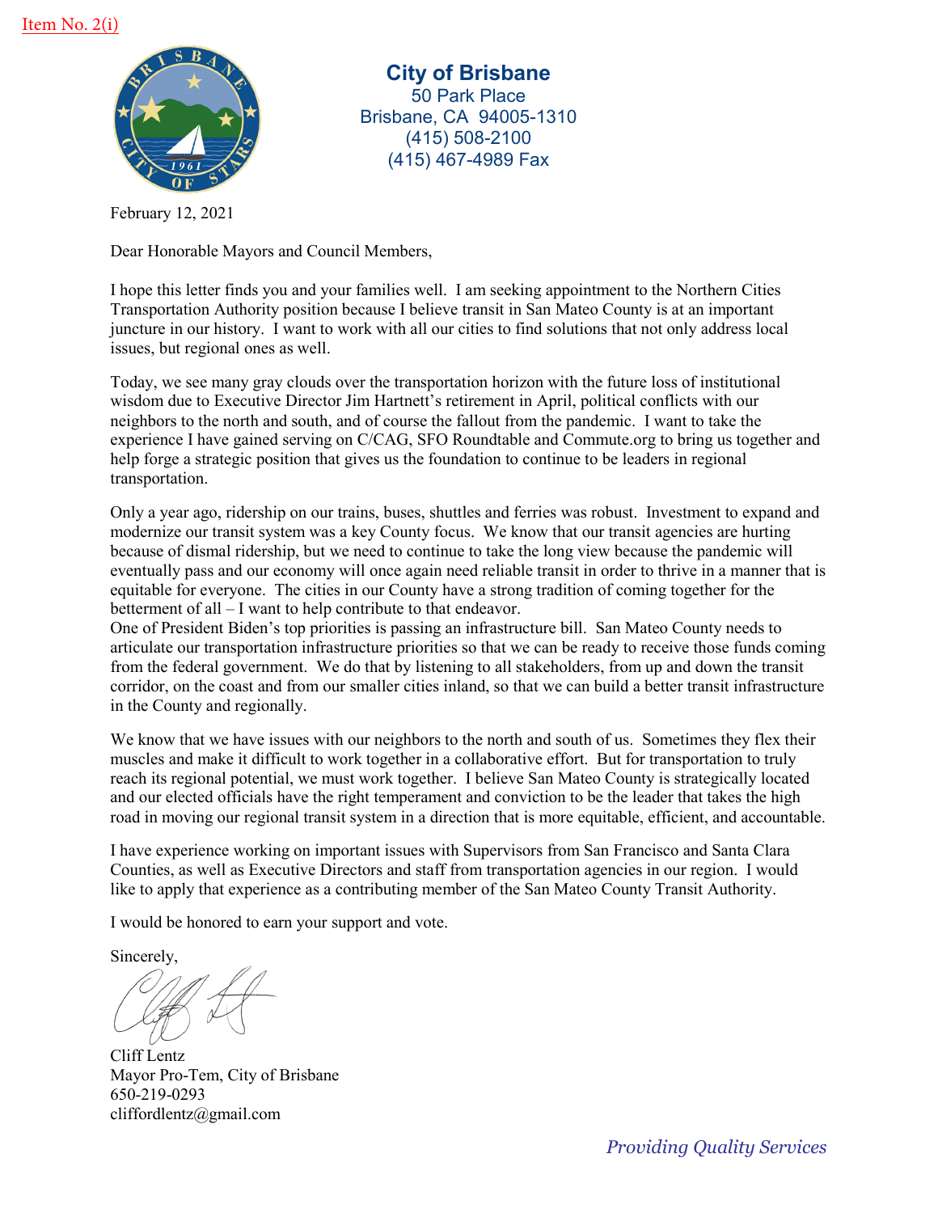Item No. 2(i)

**City of Brisbane**
50 Park Place
Brisbane, CA 94005-1310
(415) 508-2100
(415) 467-4989 Fax

February 12, 2021

Dear Honorable Mayors and Council Members,

I hope this letter finds you and your families well. I am seeking appointment to the Northern Cities Transportation Authority position because I believe transit in San Mateo County is at an important juncture in our history. I want to work with all our cities to find solutions that not only address local issues, but regional ones as well.

Today, we see many gray clouds over the transportation horizon with the future loss of institutional wisdom due to Executive Director Jim Hartnett's retirement in April, political conflicts with our neighbors to the north and south, and of course the fallout from the pandemic. I want to take the experience I have gained serving on C/CAG, SFO Roundtable and Commute.org to bring us together and help forge a strategic position that gives us the foundation to continue to be leaders in regional transportation.

Only a year ago, ridership on our trains, buses, shuttles and ferries was robust. Investment to expand and modernize our transit system was a key County focus. We know that our transit agencies are hurting because of dismal ridership, but we need to continue to take the long view because the pandemic will eventually pass and our economy will once again need reliable transit in order to thrive in a manner that is equitable for everyone. The cities in our County have a strong tradition of coming together for the betterment of all – I want to help contribute to that endeavor.

One of President Biden's top priorities is passing an infrastructure bill. San Mateo County needs to articulate our transportation infrastructure priorities so that we can be ready to receive those funds coming from the federal government. We do that by listening to all stakeholders, from up and down the transit corridor, on the coast and from our smaller cities inland, so that we can build a better transit infrastructure in the County and regionally.

We know that we have issues with our neighbors to the north and south of us. Sometimes they flex their muscles and make it difficult to work together in a collaborative effort. But for transportation to truly reach its regional potential, we must work together. I believe San Mateo County is strategically located and our elected officials have the right temperament and conviction to be the leader that takes the high road in moving our regional transit system in a direction that is more equitable, efficient, and accountable.

I have experience working on important issues with Supervisors from San Francisco and Santa Clara Counties, as well as Executive Directors and staff from transportation agencies in our region. I would like to apply that experience as a contributing member of the San Mateo County Transit Authority.

I would be honored to earn your support and vote.

Sincerely,

Cliff Lentz
Mayor Pro-Tem, City of Brisbane
650-219-0293
cliffordlentz@gmail.com

*Providing Quality Services*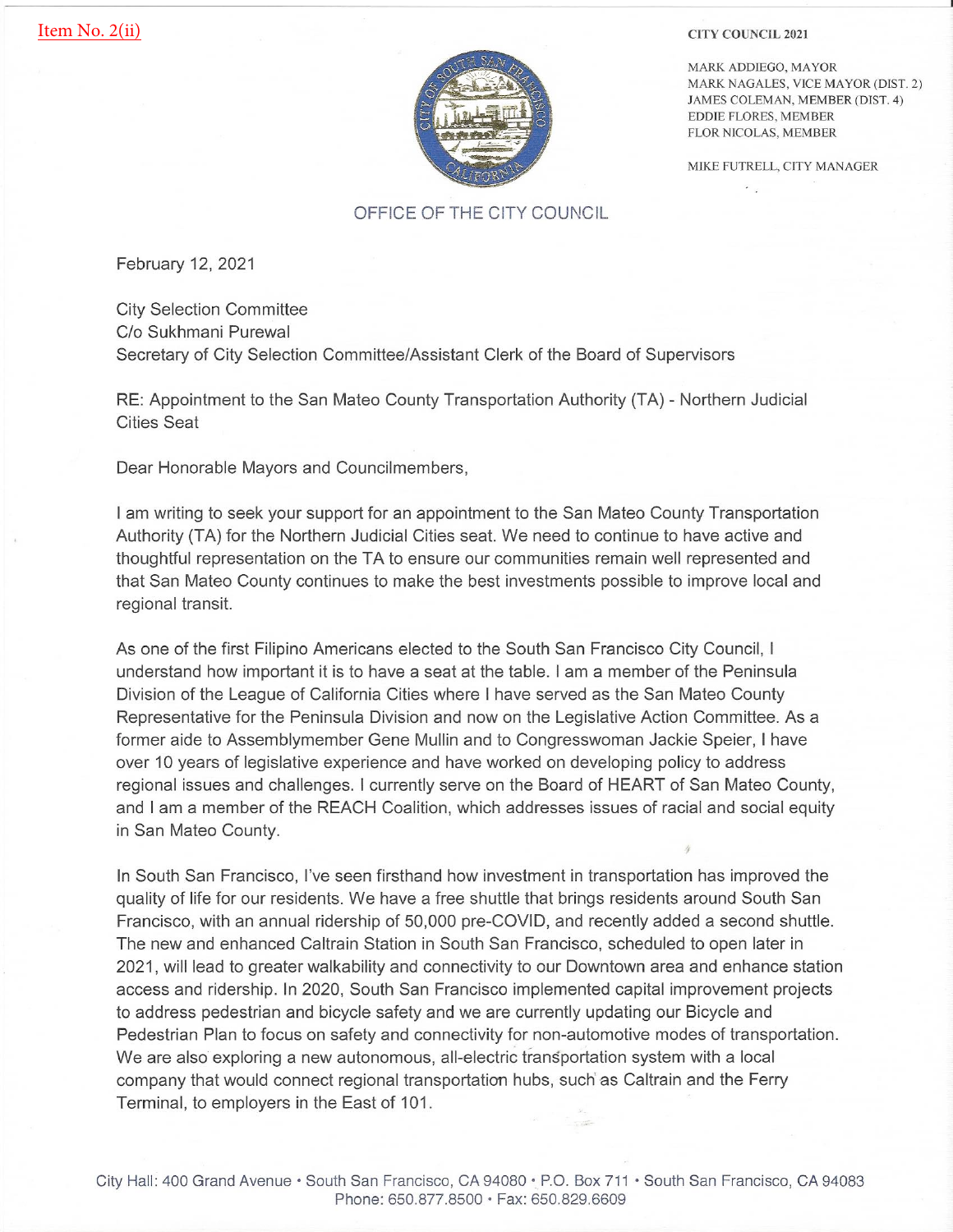Item No. 2(ii)

**CITY COUNCIL 2021**

MARK ADDIEGO, MAYOR
MARK NAGALES, VICE MAYOR (DIST. 2)
JAMES COLEMAN, MEMBER (DIST. 4)
EDDIE FLORES, MEMBER
FLOR NICOLAS, MEMBER

MIKE FUTRELL, CITY MANAGER

OFFICE OF THE CITY COUNCIL

February 12, 2021

City Selection Committee
C/o Sukhmani Purewal
Secretary of City Selection Committee/Assistant Clerk of the Board of Supervisors

RE: Appointment to the San Mateo County Transportation Authority (TA) - Northern Judicial Cities Seat

Dear Honorable Mayors and Councilmembers,

I am writing to seek your support for an appointment to the San Mateo County Transportation Authority (TA) for the Northern Judicial Cities seat. We need to continue to have active and thoughtful representation on the TA to ensure our communities remain well represented and that San Mateo County continues to make the best investments possible to improve local and regional transit.

As one of the first Filipino Americans elected to the South San Francisco City Council, I understand how important it is to have a seat at the table. I am a member of the Peninsula Division of the League of California Cities where I have served as the San Mateo County Representative for the Peninsula Division and now on the Legislative Action Committee. As a former aide to Assemblymember Gene Mullin and to Congresswoman Jackie Speier, I have over 10 years of legislative experience and have worked on developing policy to address regional issues and challenges. I currently serve on the Board of HEART of San Mateo County, and I am a member of the REACH Coalition, which addresses issues of racial and social equity in San Mateo County.

In South San Francisco, I've seen firsthand how investment in transportation has improved the quality of life for our residents. We have a free shuttle that brings residents around South San Francisco, with an annual ridership of 50,000 pre-COVID, and recently added a second shuttle. The new and enhanced Caltrain Station in South San Francisco, scheduled to open later in 2021, will lead to greater walkability and connectivity to our Downtown area and enhance station access and ridership. In 2020, South San Francisco implemented capital improvement projects to address pedestrian and bicycle safety and we are currently updating our Bicycle and Pedestrian Plan to focus on safety and connectivity for non-automotive modes of transportation. We are also exploring a new autonomous, all-electric transportation system with a local company that would connect regional transportation hubs, such as Caltrain and the Ferry Terminal, to employers in the East of 101.

City Hall: 400 Grand Avenue • South San Francisco, CA 94080 • P.O. Box 711 • South San Francisco, CA 94083
Phone: 650.877.8500 • Fax: 650.829.6609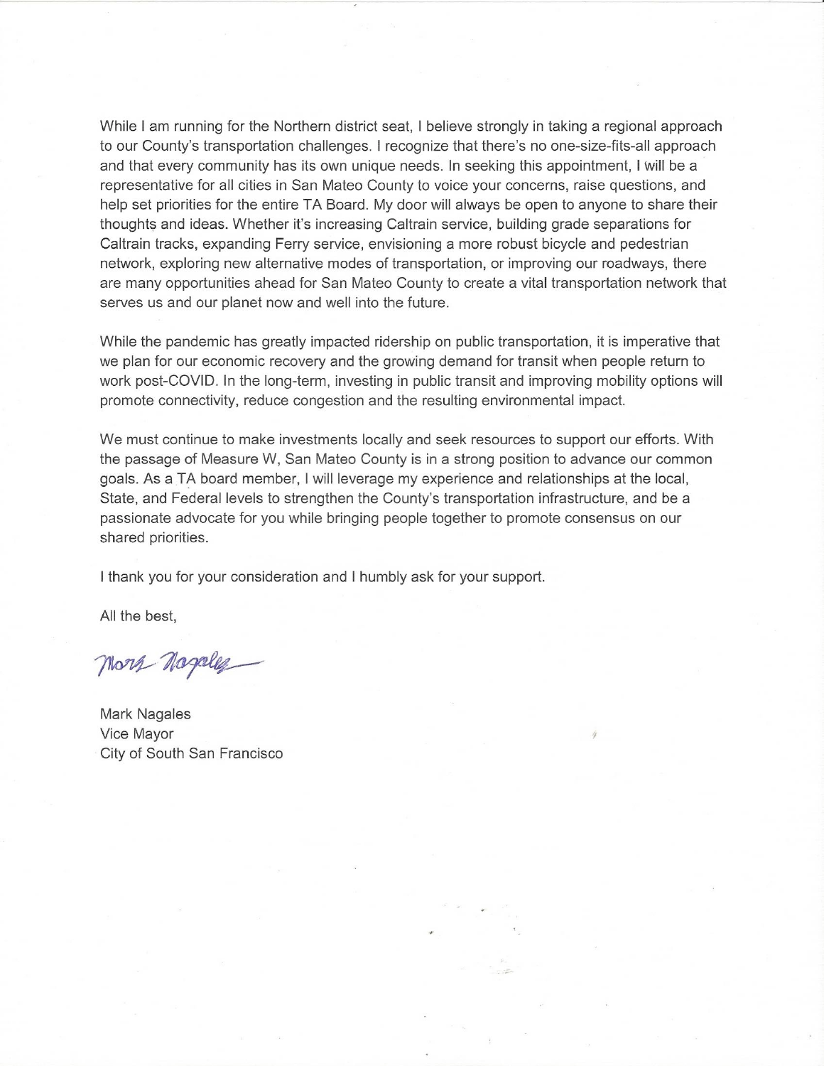While I am running for the Northern district seat, I believe strongly in taking a regional approach to our County's transportation challenges. I recognize that there's no one-size-fits-all approach and that every community has its own unique needs. In seeking this appointment, I will be a representative for all cities in San Mateo County to voice your concerns, raise questions, and help set priorities for the entire TA Board. My door will always be open to anyone to share their thoughts and ideas. Whether it's increasing Caltrain service, building grade separations for Caltrain tracks, expanding Ferry service, envisioning a more robust bicycle and pedestrian network, exploring new alternative modes of transportation, or improving our roadways, there are many opportunities ahead for San Mateo County to create a vital transportation network that serves us and our planet now and well into the future.

While the pandemic has greatly impacted ridership on public transportation, it is imperative that we plan for our economic recovery and the growing demand for transit when people return to work post-COVID. In the long-term, investing in public transit and improving mobility options will promote connectivity, reduce congestion and the resulting environmental impact.

We must continue to make investments locally and seek resources to support our efforts. With the passage of Measure W, San Mateo County is in a strong position to advance our common goals. As a TA board member, I will leverage my experience and relationships at the local, State, and Federal levels to strengthen the County's transportation infrastructure, and be a passionate advocate for you while bringing people together to promote consensus on our shared priorities.

I thank you for your consideration and I humbly ask for your support.

All the best,

Mark Nagales

Mark Nagales
Vice Mayor
City of South San Francisco